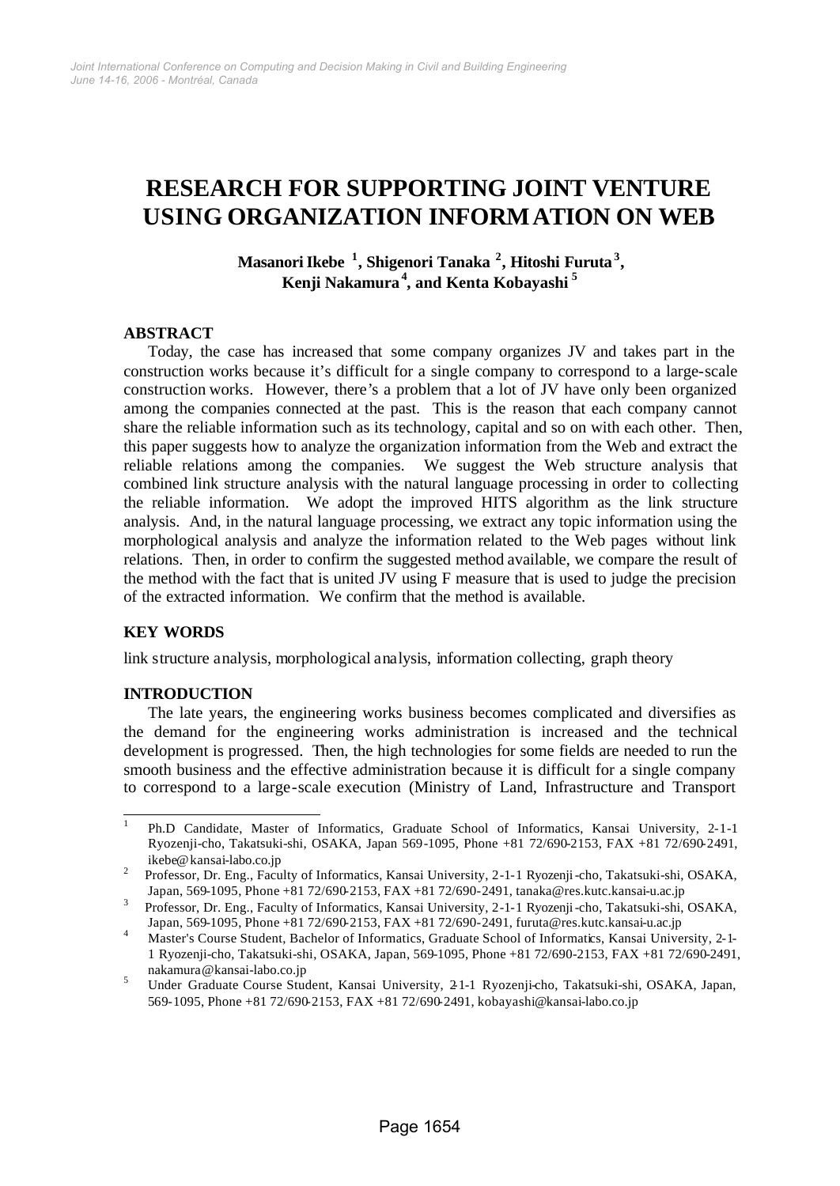# RESEARCH FOR SUPPORTING JOINT VENTURE USING ORGANIZATION INFORMATION ON WEB

**Masanori Ikebe [1], Shigenori Tanaka [2], Hitoshi Furuta [3], Kenji Nakamura [4], and Kenta Kobayashi [5]**

## ABSTRACT

Today, the case has increased that some company organizes JV and takes part in the construction works because it's difficult for a single company to correspond to a large-scale construction works. However, there's a problem that a lot of JV have only been organized among the companies connected at the past. This is the reason that each company cannot share the reliable information such as its technology, capital and so on with each other. Then, this paper suggests how to analyze the organization information from the Web and extract the reliable relations among the companies. We suggest the Web structure analysis that combined link structure analysis with the natural language processing in order to collecting the reliable information. We adopt the improved HITS algorithm as the link structure analysis. And, in the natural language processing, we extract any topic information using the morphological analysis and analyze the information related to the Web pages without link relations. Then, in order to confirm the suggested method available, we compare the result of the method with the fact that is united JV using F measure that is used to judge the precision of the extracted information. We confirm that the method is available.

## KEY WORDS

link structure analysis, morphological analysis, information collecting, graph theory

## INTRODUCTION

The late years, the engineering works business becomes complicated and diversifies as the demand for the engineering works administration is increased and the technical development is progressed. Then, the high technologies for some fields are needed to run the smooth business and the effective administration because it is difficult for a single company to correspond to a large-scale execution (Ministry of Land, Infrastructure and Transport

---

[1] Ph.D Candidate, Master of Informatics, Graduate School of Informatics, Kansai University, 2-1-1 Ryozenji-cho, Takatsuki-shi, OSAKA, Japan 569-1095, Phone +81 72/690-2153, FAX +81 72/690-2491, ikebe@kansai-labo.co.jp

[2] Professor, Dr. Eng., Faculty of Informatics, Kansai University, 2-1-1 Ryozenji-cho, Takatsuki-shi, OSAKA, Japan, 569-1095, Phone +81 72/690-2153, FAX +81 72/690-2491, tanaka@res.kutc.kansai-u.ac.jp

[3] Professor, Dr. Eng., Faculty of Informatics, Kansai University, 2-1-1 Ryozenji-cho, Takatsuki-shi, OSAKA, Japan, 569-1095, Phone +81 72/690-2153, FAX +81 72/690-2491, furuta@res.kutc.kansai-u.ac.jp

[4] Master's Course Student, Bachelor of Informatics, Graduate School of Informatics, Kansai University, 2-1-1 Ryozenji-cho, Takatsuki-shi, OSAKA, Japan, 569-1095, Phone +81 72/690-2153, FAX +81 72/690-2491, nakamura@kansai-labo.co.jp

[5] Under Graduate Course Student, Kansai University, 2-1-1 Ryozenji-cho, Takatsuki-shi, OSAKA, Japan, 569-1095, Phone +81 72/690-2153, FAX +81 72/690-2491, kobayashi@kansai-labo.co.jp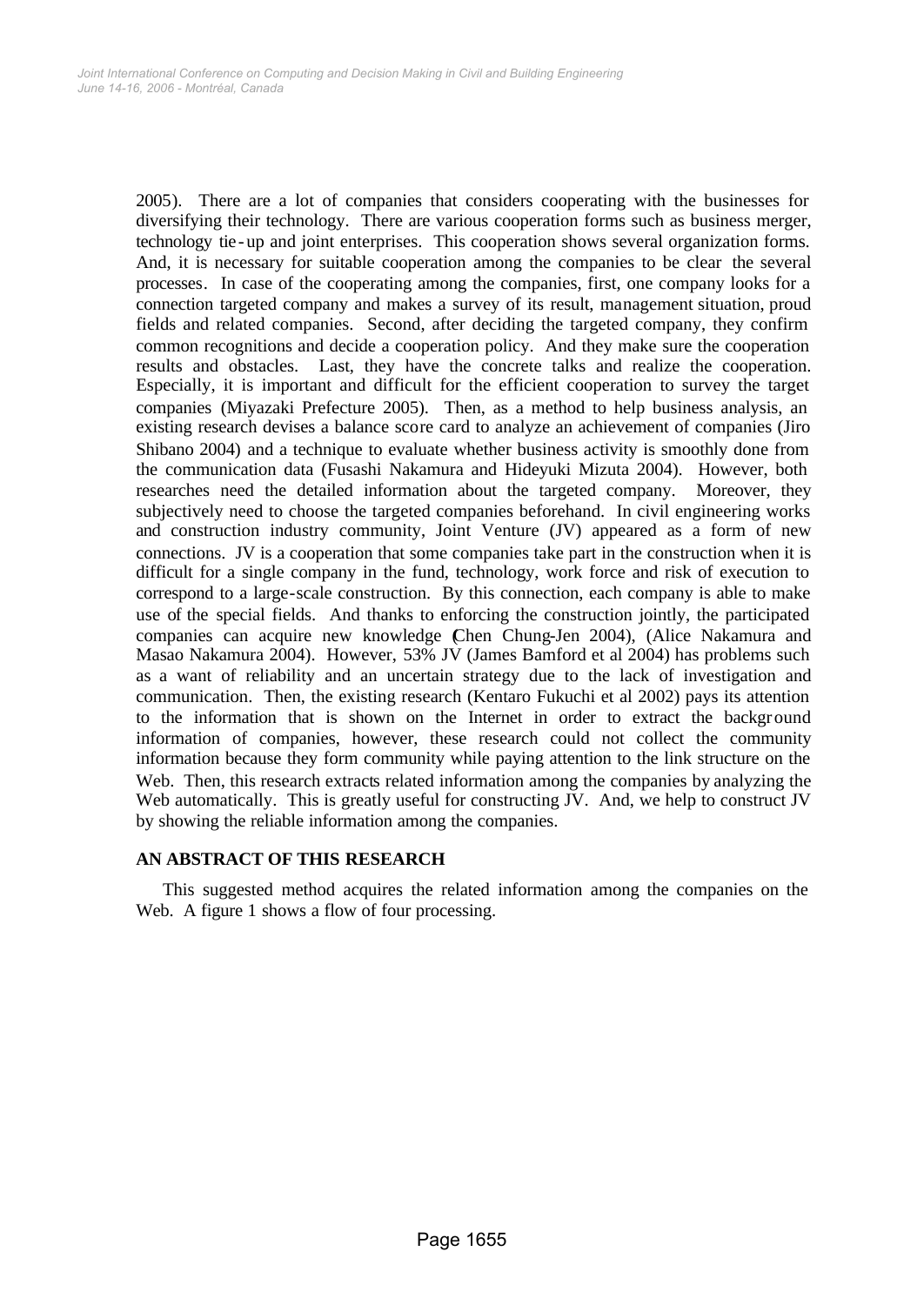2005). There are a lot of companies that considers cooperating with the businesses for diversifying their technology. There are various cooperation forms such as business merger, technology tie-up and joint enterprises. This cooperation shows several organization forms. And, it is necessary for suitable cooperation among the companies to be clear the several processes. In case of the cooperating among the companies, first, one company looks for a connection targeted company and makes a survey of its result, management situation, proud fields and related companies. Second, after deciding the targeted company, they confirm common recognitions and decide a cooperation policy. And they make sure the cooperation results and obstacles. Last, they have the concrete talks and realize the cooperation. Especially, it is important and difficult for the efficient cooperation to survey the target companies (Miyazaki Prefecture 2005). Then, as a method to help business analysis, an existing research devises a balance score card to analyze an achievement of companies (Jiro Shibano 2004) and a technique to evaluate whether business activity is smoothly done from the communication data (Fusashi Nakamura and Hideyuki Mizuta 2004). However, both researches need the detailed information about the targeted company. Moreover, they subjectively need to choose the targeted companies beforehand. In civil engineering works and construction industry community, Joint Venture (JV) appeared as a form of new connections. JV is a cooperation that some companies take part in the construction when it is difficult for a single company in the fund, technology, work force and risk of execution to correspond to a large-scale construction. By this connection, each company is able to make use of the special fields. And thanks to enforcing the construction jointly, the participated companies can acquire new knowledge (Chen Chung-Jen 2004), (Alice Nakamura and Masao Nakamura 2004). However, 53% JV (James Bamford et al 2004) has problems such as a want of reliability and an uncertain strategy due to the lack of investigation and communication. Then, the existing research (Kentaro Fukuchi et al 2002) pays its attention to the information that is shown on the Internet in order to extract the background information of companies, however, these research could not collect the community information because they form community while paying attention to the link structure on the Web. Then, this research extracts related information among the companies by analyzing the Web automatically. This is greatly useful for constructing JV. And, we help to construct JV by showing the reliable information among the companies.

## AN ABSTRACT OF THIS RESEARCH

This suggested method acquires the related information among the companies on the Web. A figure 1 shows a flow of four processing.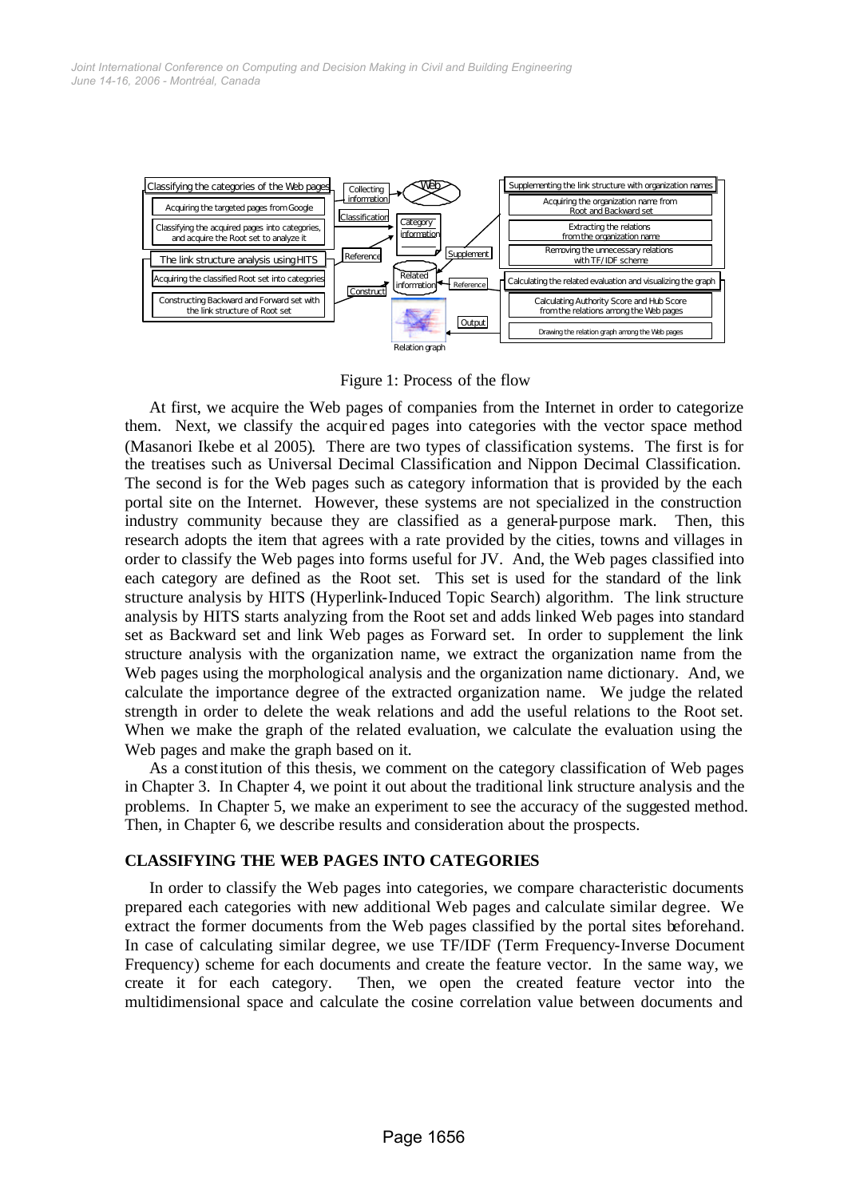Figure 1: Process of the flow

At first, we acquire the Web pages of companies from the Internet in order to categorize them. Next, we classify the acquired pages into categories with the vector space method (Masanori Ikebe et al 2005). There are two types of classification systems. The first is for the treatises such as Universal Decimal Classification and Nippon Decimal Classification. The second is for the Web pages such as category information that is provided by the each portal site on the Internet. However, these systems are not specialized in the construction industry community because they are classified as a general-purpose mark. Then, this research adopts the item that agrees with a rate provided by the cities, towns and villages in order to classify the Web pages into forms useful for JV. And, the Web pages classified into each category are defined as the Root set. This set is used for the standard of the link structure analysis by HITS (Hyperlink-Induced Topic Search) algorithm. The link structure analysis by HITS starts analyzing from the Root set and adds linked Web pages into standard set as Backward set and link Web pages as Forward set. In order to supplement the link structure analysis with the organization name, we extract the organization name from the Web pages using the morphological analysis and the organization name dictionary. And, we calculate the importance degree of the extracted organization name. We judge the related strength in order to delete the weak relations and add the useful relations to the Root set. When we make the graph of the related evaluation, we calculate the evaluation using the Web pages and make the graph based on it.

As a constitution of this thesis, we comment on the category classification of Web pages in Chapter 3. In Chapter 4, we point it out about the traditional link structure analysis and the problems. In Chapter 5, we make an experiment to see the accuracy of the suggested method. Then, in Chapter 6, we describe results and consideration about the prospects.

## CLASSIFYING THE WEB PAGES INTO CATEGORIES

In order to classify the Web pages into categories, we compare characteristic documents prepared each categories with new additional Web pages and calculate similar degree. We extract the former documents from the Web pages classified by the portal sites beforehand. In case of calculating similar degree, we use TF/IDF (Term Frequency-Inverse Document Frequency) scheme for each documents and create the feature vector. In the same way, we create it for each category. Then, we open the created feature vector into the multidimensional space and calculate the cosine correlation value between documents and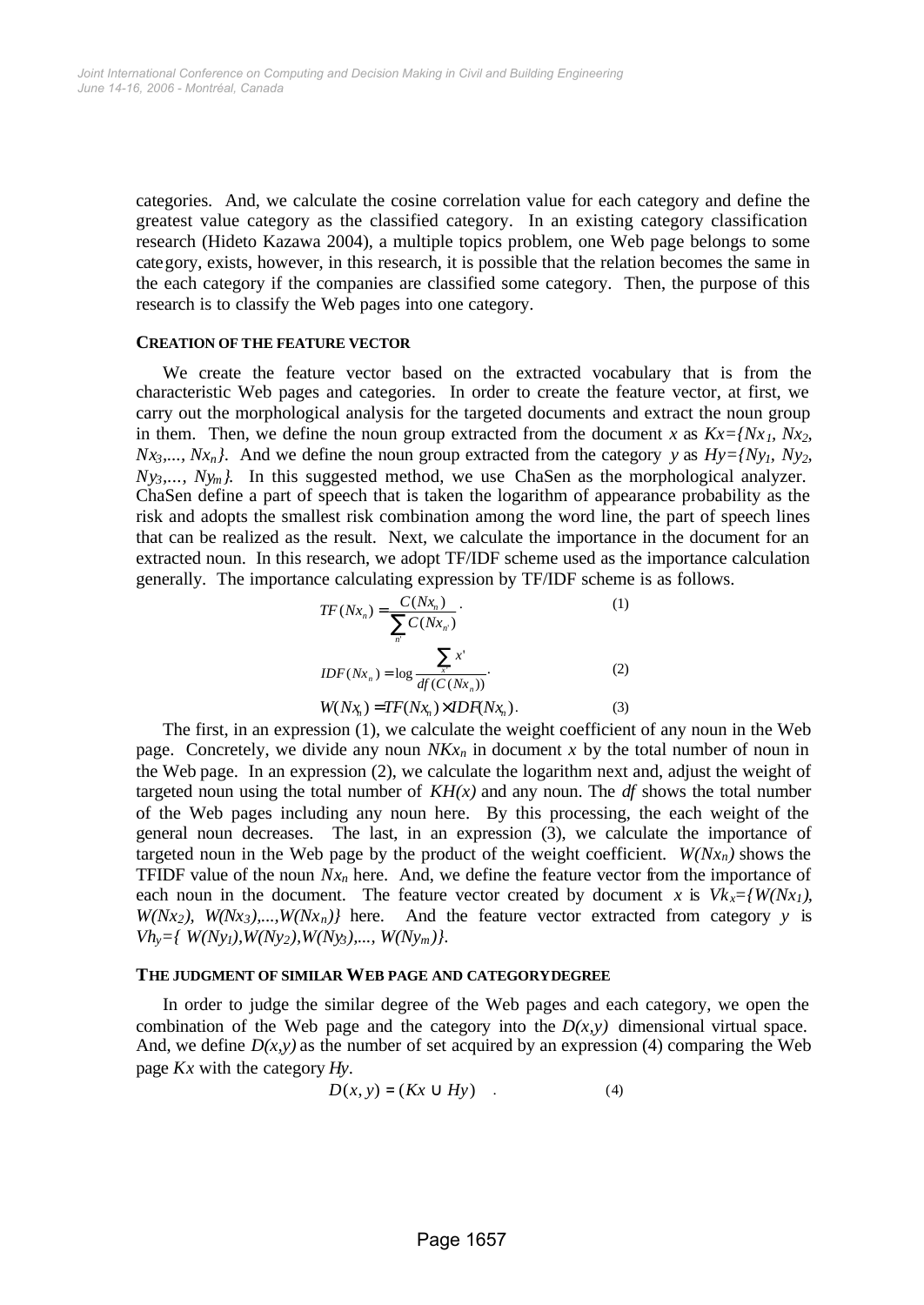categories. And, we calculate the cosine correlation value for each category and define the greatest value category as the classified category. In an existing category classification research (Hideto Kazawa 2004), a multiple topics problem, one Web page belongs to some category, exists, however, in this research, it is possible that the relation becomes the same in the each category if the companies are classified some category. Then, the purpose of this research is to classify the Web pages into one category.

### CREATION OF THE FEATURE VECTOR

We create the feature vector based on the extracted vocabulary that is from the characteristic Web pages and categories. In order to create the feature vector, at first, we carry out the morphological analysis for the targeted documents and extract the noun group in them. Then, we define the noun group extracted from the document $x$ as $Kx=\{Nx_1, Nx_2, Nx_3,..., Nx_n\}$. And we define the noun group extracted from the category $y$ as $Hy=\{Ny_1, Ny_2, Ny_3,..., Ny_m\}$. In this suggested method, we use ChaSen as the morphological analyzer. ChaSen define a part of speech that is taken the logarithm of appearance probability as the risk and adopts the smallest risk combination among the word line, the part of speech lines that can be realized as the result. Next, we calculate the importance in the document for an extracted noun. In this research, we adopt TF/IDF scheme used as the importance calculation generally. The importance calculating expression by TF/IDF scheme is as follows.

$$TF(Nx_n) = \frac{C(Nx_n)}{\sum_{n'} C(Nx_{n'})}. \quad (1)$$

$$IDF(Nx_n) = \log \frac{\sum_{x'} x'}{df(C(Nx_n))}. \quad (2)$$

$$W(Nx_n) = TF(Nx_n) \times IDF(Nx_n). \quad (3)$$

The first, in an expression (1), we calculate the weight coefficient of any noun in the Web page. Concretely, we divide any noun $NKx_n$ in document $x$ by the total number of noun in the Web page. In an expression (2), we calculate the logarithm next and, adjust the weight of targeted noun using the total number of $KH(x)$ and any noun. The $df$ shows the total number of the Web pages including any noun here. By this processing, the each weight of the general noun decreases. The last, in an expression (3), we calculate the importance of targeted noun in the Web page by the product of the weight coefficient. $W(Nx_n)$ shows the TFIDF value of the noun $Nx_n$ here. And, we define the feature vector from the importance of each noun in the document. The feature vector created by document $x$ is $Vk_x=\{W(Nx_1), W(Nx_2), W(Nx_3),...,W(Nx_n)\}$ here. And the feature vector extracted from category $y$ is $Vh_y=\{ W(Ny_1),W(Ny_2),W(Ny_3),..., W(Ny_m)\}$.

### THE JUDGMENT OF SIMILAR WEB PAGE AND CATEGORY DEGREE

In order to judge the similar degree of the Web pages and each category, we open the combination of the Web page and the category into the $D(x,y)$ dimensional virtual space. And, we define $D(x,y)$ as the number of set acquired by an expression (4) comparing the Web page $Kx$ with the category $Hy$.

$$D(x, y) = (Kx \cup Hy) \quad . \quad (4)$$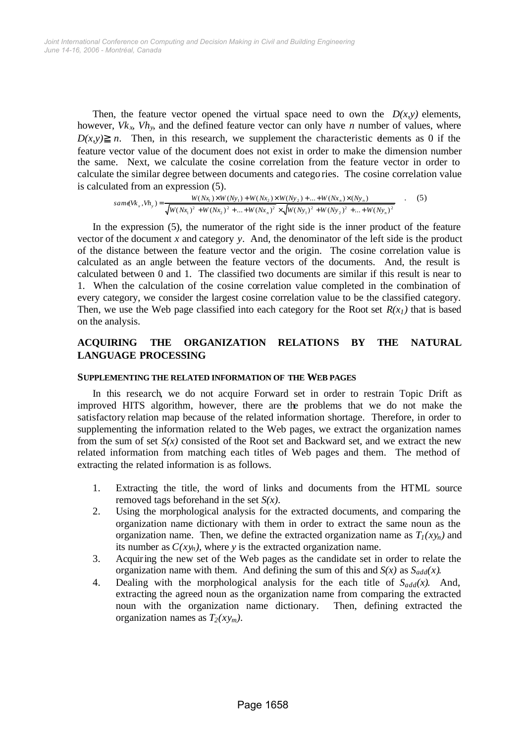Then, the feature vector opened the virtual space need to own the $D(x,y)$ elements, however, $Vk_x$, $Vh_y$, and the defined feature vector can only have $n$ number of values, where $D(x,y) \geqq n$. Then, in this research, we supplement the characteristic elements as 0 if the feature vector value of the document does not exist in order to make the dimension number the same. Next, we calculate the cosine correlation from the feature vector in order to calculate the similar degree between documents and categories. The cosine correlation value is calculated from an expression (5).

$$same(Vk_x, Vh_y) = \frac{W(Nx_1) \times W(Ny_1) + W(Nx_2) \times W(Ny_2) + \ldots + W(Nx_n) \times (Ny_n)}{\sqrt{W(Nx_1)^2 + W(Nx_2)^2 + \ldots + W(Nx_n)^2} \times \sqrt{W(Ny_1)^2 + W(Ny_2)^2 + \ldots + W(Ny_n)^2}} \quad . \quad (5)$$

In the expression (5), the numerator of the right side is the inner product of the feature vector of the document $x$ and category $y$. And, the denominator of the left side is the product of the distance between the feature vector and the origin. The cosine correlation value is calculated as an angle between the feature vectors of the documents. And, the result is calculated between 0 and 1. The classified two documents are similar if this result is near to 1. When the calculation of the cosine correlation value completed in the combination of every category, we consider the largest cosine correlation value to be the classified category. Then, we use the Web page classified into each category for the Root set $R(x_1)$ that is based on the analysis.

## ACQUIRING THE ORGANIZATION RELATIONS BY THE NATURAL LANGUAGE PROCESSING

### SUPPLEMENTING THE RELATED INFORMATION OF THE WEB PAGES

In this research, we do not acquire Forward set in order to restrain Topic Drift as improved HITS algorithm, however, there are the problems that we do not make the satisfactory relation map because of the related information shortage. Therefore, in order to supplementing the information related to the Web pages, we extract the organization names from the sum of set $S(x)$ consisted of the Root set and Backward set, and we extract the new related information from matching each titles of Web pages and them. The method of extracting the related information is as follows.

1. Extracting the title, the word of links and documents from the HTML source removed tags beforehand in the set $S(x)$.
2. Using the morphological analysis for the extracted documents, and comparing the organization name dictionary with them in order to extract the same noun as the organization name. Then, we define the extracted organization name as $T_1(xy_n)$ and its number as $C(xy_n)$, where $y$ is the extracted organization name.
3. Acquiring the new set of the Web pages as the candidate set in order to relate the organization name with them. And defining the sum of this and $S(x)$ as $S_{add}(x)$.
4. Dealing with the morphological analysis for the each title of $S_{add}(x)$. And, extracting the agreed noun as the organization name from comparing the extracted noun with the organization name dictionary. Then, defining extracted the organization names as $T_2(xy_m)$.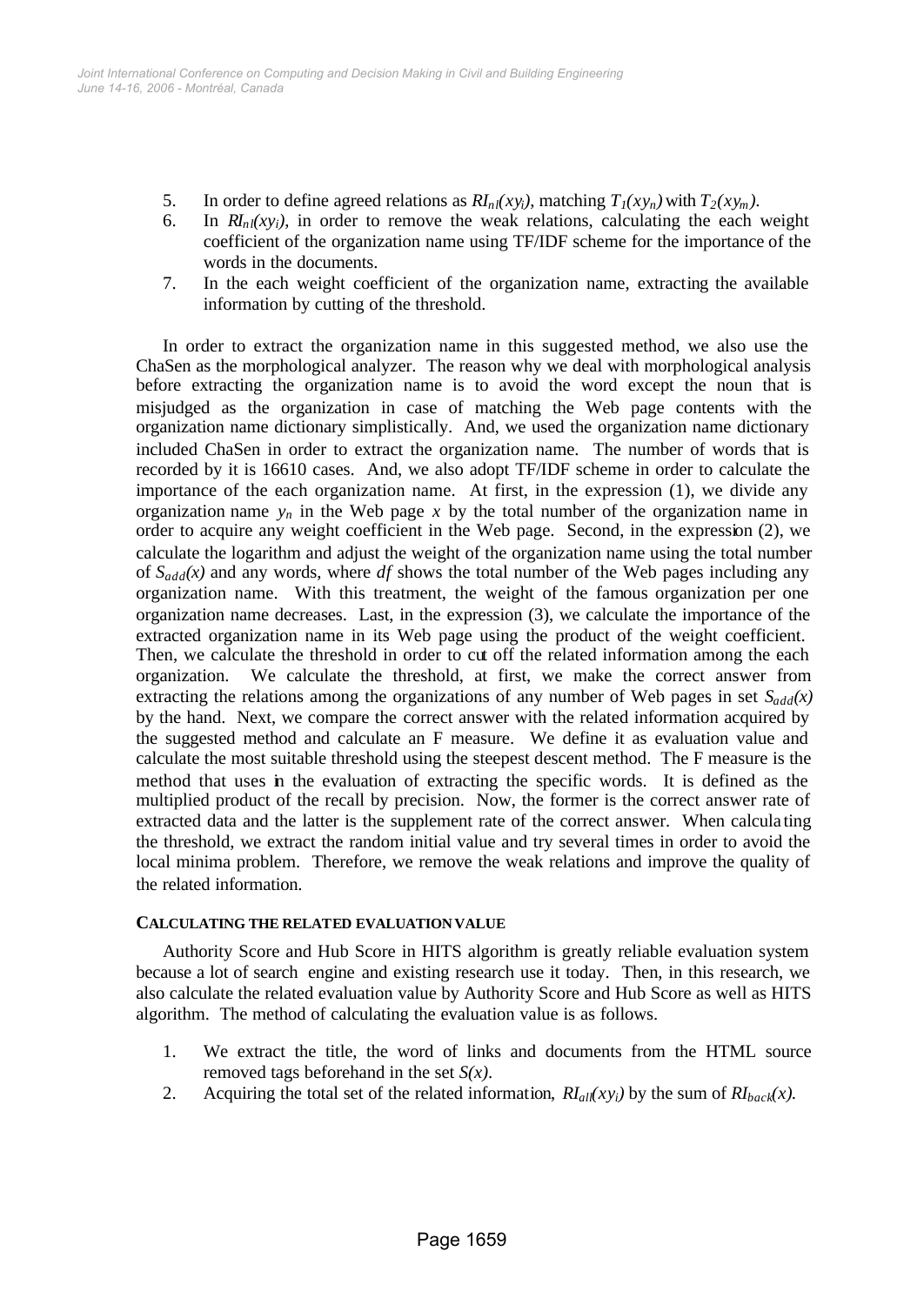5. In order to define agreed relations as $RI_{nl}(xy_i)$, matching $T_1(xy_n)$ with $T_2(xy_m)$.
6. In $RI_{nl}(xy_i)$, in order to remove the weak relations, calculating the each weight coefficient of the organization name using TF/IDF scheme for the importance of the words in the documents.
7. In the each weight coefficient of the organization name, extracting the available information by cutting of the threshold.

In order to extract the organization name in this suggested method, we also use the ChaSen as the morphological analyzer. The reason why we deal with morphological analysis before extracting the organization name is to avoid the word except the noun that is misjudged as the organization in case of matching the Web page contents with the organization name dictionary simplistically. And, we used the organization name dictionary included ChaSen in order to extract the organization name. The number of words that is recorded by it is 16610 cases. And, we also adopt TF/IDF scheme in order to calculate the importance of the each organization name. At first, in the expression (1), we divide any organization name $y_n$ in the Web page $x$ by the total number of the organization name in order to acquire any weight coefficient in the Web page. Second, in the expression (2), we calculate the logarithm and adjust the weight of the organization name using the total number of $S_{add}(x)$ and any words, where $df$ shows the total number of the Web pages including any organization name. With this treatment, the weight of the famous organization per one organization name decreases. Last, in the expression (3), we calculate the importance of the extracted organization name in its Web page using the product of the weight coefficient. Then, we calculate the threshold in order to cut off the related information among the each organization. We calculate the threshold, at first, we make the correct answer from extracting the relations among the organizations of any number of Web pages in set $S_{add}(x)$ by the hand. Next, we compare the correct answer with the related information acquired by the suggested method and calculate an F measure. We define it as evaluation value and calculate the most suitable threshold using the steepest descent method. The F measure is the method that uses in the evaluation of extracting the specific words. It is defined as the multiplied product of the recall by precision. Now, the former is the correct answer rate of extracted data and the latter is the supplement rate of the correct answer. When calculating the threshold, we extract the random initial value and try several times in order to avoid the local minima problem. Therefore, we remove the weak relations and improve the quality of the related information.

### CALCULATING THE RELATED EVALUATION VALUE

Authority Score and Hub Score in HITS algorithm is greatly reliable evaluation system because a lot of search engine and existing research use it today. Then, in this research, we also calculate the related evaluation value by Authority Score and Hub Score as well as HITS algorithm. The method of calculating the evaluation value is as follows.

1. We extract the title, the word of links and documents from the HTML source removed tags beforehand in the set $S(x)$.
2. Acquiring the total set of the related information, $RI_{all}(xy_i)$ by the sum of $RI_{back}(x)$.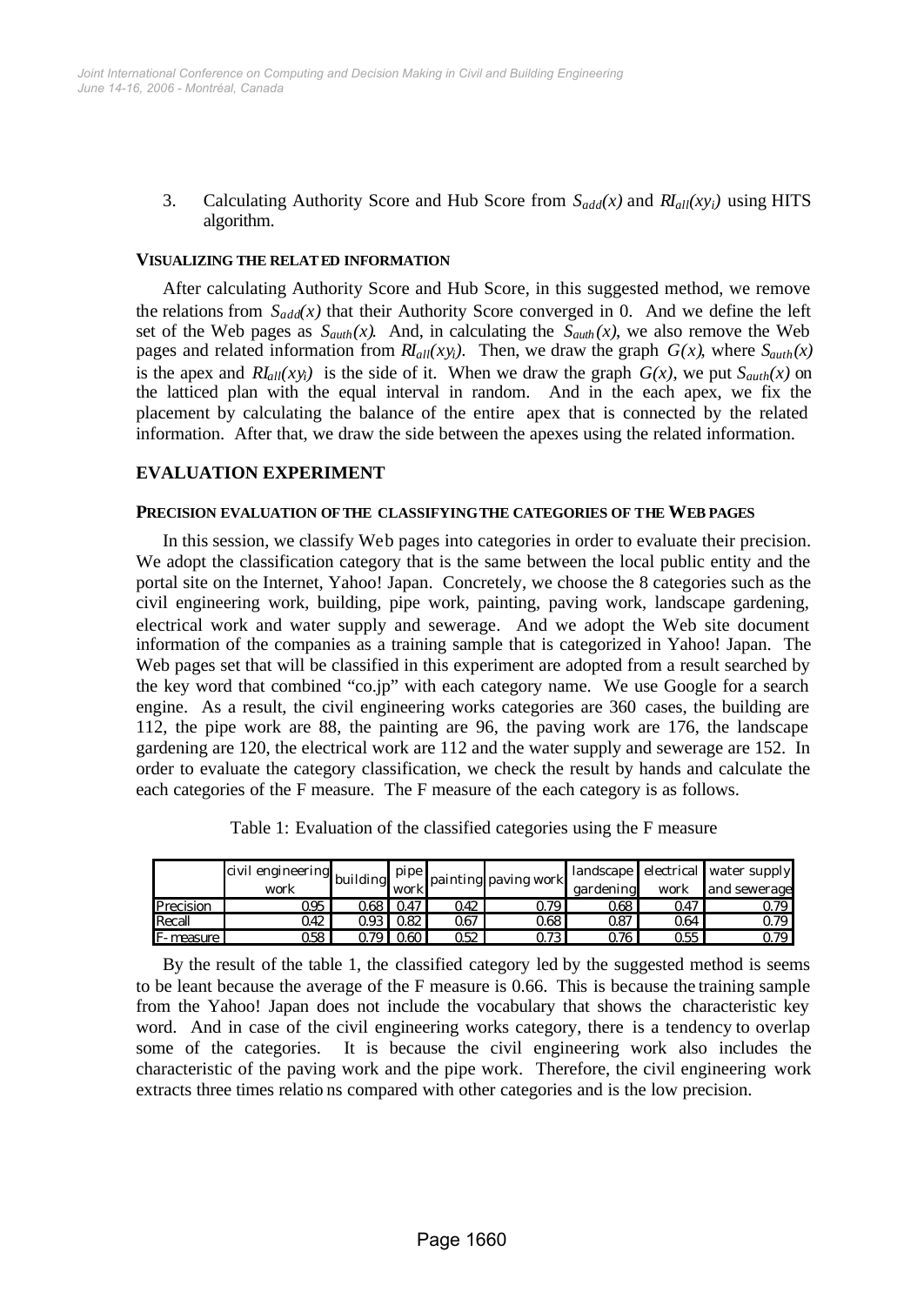3. Calculating Authority Score and Hub Score from $S_{add}(x)$ and $RI_{all}(xy_i)$ using HITS algorithm.

#### VISUALIZING THE RELATED INFORMATION

After calculating Authority Score and Hub Score, in this suggested method, we remove the relations from $S_{add}(x)$ that their Authority Score converged in 0. And we define the left set of the Web pages as $S_{auth}(x)$. And, in calculating the $S_{auth}(x)$, we also remove the Web pages and related information from $RI_{all}(xy_i)$. Then, we draw the graph $G(x)$, where $S_{auth}(x)$ is the apex and $RI_{all}(xy_i)$ is the side of it. When we draw the graph $G(x)$, we put $S_{auth}(x)$ on the latticed plan with the equal interval in random. And in the each apex, we fix the placement by calculating the balance of the entire apex that is connected by the related information. After that, we draw the side between the apexes using the related information.

### EVALUATION EXPERIMENT

#### PRECISION EVALUATION OF THE CLASSIFYING THE CATEGORIES OF THE WEB PAGES

In this session, we classify Web pages into categories in order to evaluate their precision. We adopt the classification category that is the same between the local public entity and the portal site on the Internet, Yahoo! Japan. Concretely, we choose the 8 categories such as the civil engineering work, building, pipe work, painting, paving work, landscape gardening, electrical work and water supply and sewerage. And we adopt the Web site document information of the companies as a training sample that is categorized in Yahoo! Japan. The Web pages set that will be classified in this experiment are adopted from a result searched by the key word that combined "co.jp" with each category name. We use Google for a search engine. As a result, the civil engineering works categories are 360 cases, the building are 112, the pipe work are 88, the painting are 96, the paving work are 176, the landscape gardening are 120, the electrical work are 112 and the water supply and sewerage are 152. In order to evaluate the category classification, we check the result by hands and calculate the each categories of the F measure. The F measure of the each category is as follows.

Table 1: Evaluation of the classified categories using the F measure

| | civil engineering work | building | pipe work | painting | paving work | landscape gardening | electrical work | water supply and sewerage |
|---|---|---|---|---|---|---|---|---|
| Precision | 0.95 | 0.68 | 0.47 | 0.42 | 0.79 | 0.68 | 0.47 | 0.79 |
| Recall | 0.42 | 0.93 | 0.82 | 0.67 | 0.68 | 0.87 | 0.64 | 0.79 |
| F-measure | 0.58 | 0.79 | 0.60 | 0.52 | 0.73 | 0.76 | 0.55 | 0.79 |

By the result of the table 1, the classified category led by the suggested method is seems to be leant because the average of the F measure is 0.66. This is because the training sample from the Yahoo! Japan does not include the vocabulary that shows the characteristic key word. And in case of the civil engineering works category, there is a tendency to overlap some of the categories. It is because the civil engineering work also includes the characteristic of the paving work and the pipe work. Therefore, the civil engineering work extracts three times relatio ns compared with other categories and is the low precision.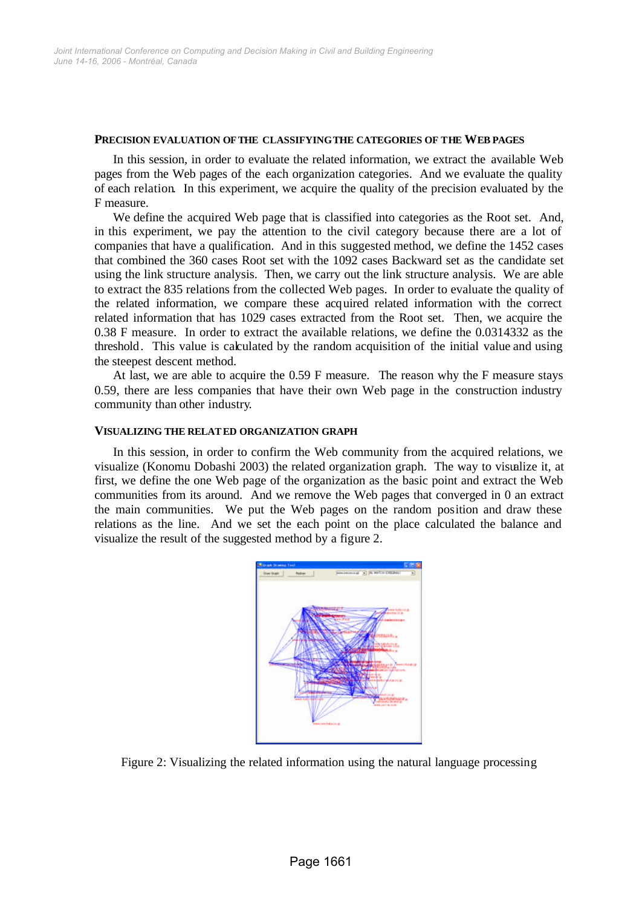#### PRECISION EVALUATION OF THE CLASSIFYING THE CATEGORIES OF THE WEB PAGES

In this session, in order to evaluate the related information, we extract the available Web pages from the Web pages of the each organization categories. And we evaluate the quality of each relation. In this experiment, we acquire the quality of the precision evaluated by the F measure.

We define the acquired Web page that is classified into categories as the Root set. And, in this experiment, we pay the attention to the civil category because there are a lot of companies that have a qualification. And in this suggested method, we define the 1452 cases that combined the 360 cases Root set with the 1092 cases Backward set as the candidate set using the link structure analysis. Then, we carry out the link structure analysis. We are able to extract the 835 relations from the collected Web pages. In order to evaluate the quality of the related information, we compare these acquired related information with the correct related information that has 1029 cases extracted from the Root set. Then, we acquire the 0.38 F measure. In order to extract the available relations, we define the 0.0314332 as the threshold. This value is calculated by the random acquisition of the initial value and using the steepest descent method.

At last, we are able to acquire the 0.59 F measure. The reason why the F measure stays 0.59, there are less companies that have their own Web page in the construction industry community than other industry.

#### VISUALIZING THE RELATED ORGANIZATION GRAPH

In this session, in order to confirm the Web community from the acquired relations, we visualize (Konomu Dobashi 2003) the related organization graph. The way to visualize it, at first, we define the one Web page of the organization as the basic point and extract the Web communities from its around. And we remove the Web pages that converged in 0 an extract the main communities. We put the Web pages on the random position and draw these relations as the line. And we set the each point on the place calculated the balance and visualize the result of the suggested method by a figure 2.

Figure 2: Visualizing the related information using the natural language processing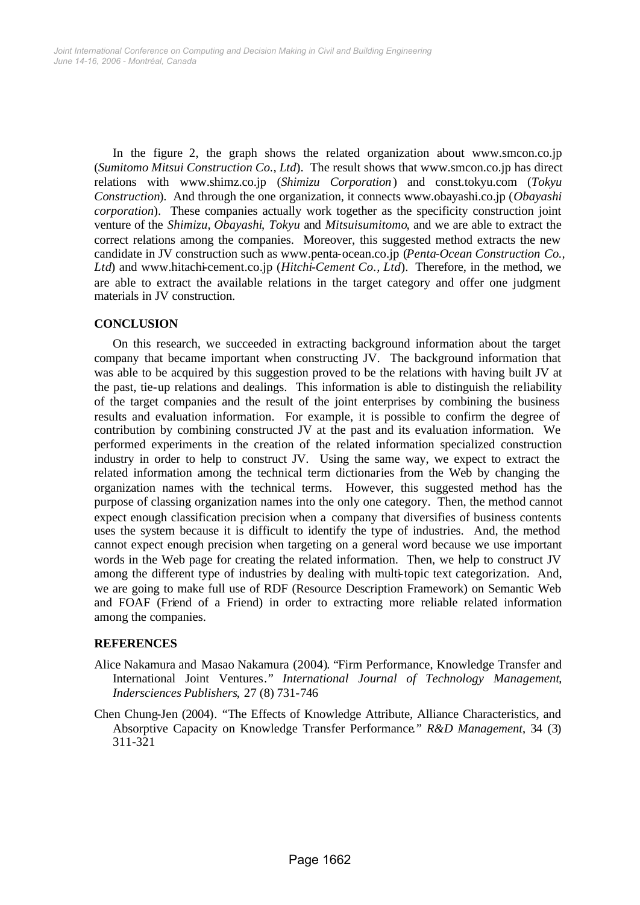In the figure 2, the graph shows the related organization about www.smcon.co.jp (*Sumitomo Mitsui Construction Co., Ltd*). The result shows that www.smcon.co.jp has direct relations with www.shimz.co.jp (*Shimizu Corporation*) and const.tokyu.com (*Tokyu Construction*). And through the one organization, it connects www.obayashi.co.jp (*Obayashi corporation*). These companies actually work together as the specificity construction joint venture of the *Shimizu*, *Obayashi*, *Tokyu* and *Mitsuisumitomo*, and we are able to extract the correct relations among the companies. Moreover, this suggested method extracts the new candidate in JV construction such as www.penta-ocean.co.jp (*Penta-Ocean Construction Co., Ltd*) and www.hitachi-cement.co.jp (*Hitchi-Cement Co., Ltd*). Therefore, in the method, we are able to extract the available relations in the target category and offer one judgment materials in JV construction.

## CONCLUSION

On this research, we succeeded in extracting background information about the target company that became important when constructing JV. The background information that was able to be acquired by this suggestion proved to be the relations with having built JV at the past, tie-up relations and dealings. This information is able to distinguish the reliability of the target companies and the result of the joint enterprises by combining the business results and evaluation information. For example, it is possible to confirm the degree of contribution by combining constructed JV at the past and its evaluation information. We performed experiments in the creation of the related information specialized construction industry in order to help to construct JV. Using the same way, we expect to extract the related information among the technical term dictionaries from the Web by changing the organization names with the technical terms. However, this suggested method has the purpose of classing organization names into the only one category. Then, the method cannot expect enough classification precision when a company that diversifies of business contents uses the system because it is difficult to identify the type of industries. And, the method cannot expect enough precision when targeting on a general word because we use important words in the Web page for creating the related information. Then, we help to construct JV among the different type of industries by dealing with multi-topic text categorization. And, we are going to make full use of RDF (Resource Description Framework) on Semantic Web and FOAF (Friend of a Friend) in order to extracting more reliable related information among the companies.

## REFERENCES

Alice Nakamura and Masao Nakamura (2004). "Firm Performance, Knowledge Transfer and International Joint Ventures." *International Journal of Technology Management, Indersciences Publishers*, 27 (8) 731-746

Chen Chung-Jen (2004). "The Effects of Knowledge Attribute, Alliance Characteristics, and Absorptive Capacity on Knowledge Transfer Performance." *R&D Management*, 34 (3) 311-321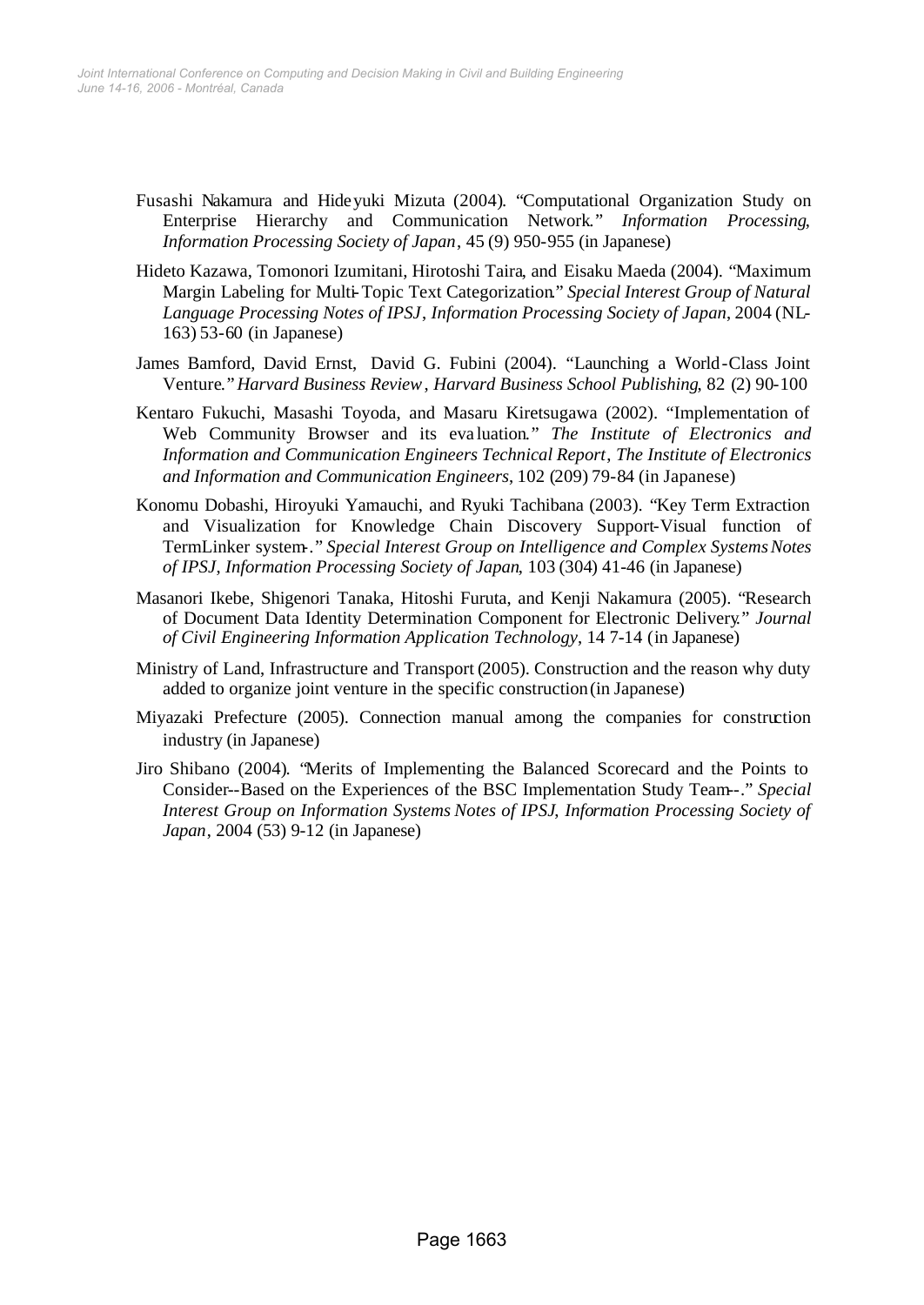Fusashi Nakamura and Hideyuki Mizuta (2004). "Computational Organization Study on Enterprise Hierarchy and Communication Network." *Information Processing, Information Processing Society of Japan*, 45 (9) 950-955 (in Japanese)

Hideto Kazawa, Tomonori Izumitani, Hirotoshi Taira, and Eisaku Maeda (2004). "Maximum Margin Labeling for Multi-Topic Text Categorization." *Special Interest Group of Natural Language Processing Notes of IPSJ*, *Information Processing Society of Japan*, 2004 (NL-163) 53-60 (in Japanese)

James Bamford, David Ernst, David G. Fubini (2004). "Launching a World-Class Joint Venture." *Harvard Business Review*, *Harvard Business School Publishing*, 82 (2) 90-100

Kentaro Fukuchi, Masashi Toyoda, and Masaru Kiretsugawa (2002). "Implementation of Web Community Browser and its evaluation." *The Institute of Electronics and Information and Communication Engineers Technical Report*, *The Institute of Electronics and Information and Communication Engineers*, 102 (209) 79-84 (in Japanese)

Konomu Dobashi, Hiroyuki Yamauchi, and Ryuki Tachibana (2003). "Key Term Extraction and Visualization for Knowledge Chain Discovery Support-Visual function of TermLinker system-." *Special Interest Group on Intelligence and Complex Systems Notes of IPSJ, Information Processing Society of Japan*, 103 (304) 41-46 (in Japanese)

Masanori Ikebe, Shigenori Tanaka, Hitoshi Furuta, and Kenji Nakamura (2005). "Research of Document Data Identity Determination Component for Electronic Delivery." *Journal of Civil Engineering Information Application Technology*, 14 7-14 (in Japanese)

Ministry of Land, Infrastructure and Transport (2005). Construction and the reason why duty added to organize joint venture in the specific construction (in Japanese)

Miyazaki Prefecture (2005). Connection manual among the companies for construction industry (in Japanese)

Jiro Shibano (2004). "Merits of Implementing the Balanced Scorecard and the Points to Consider--Based on the Experiences of the BSC Implementation Study Team--." *Special Interest Group on Information Systems Notes of IPSJ, Information Processing Society of Japan*, 2004 (53) 9-12 (in Japanese)